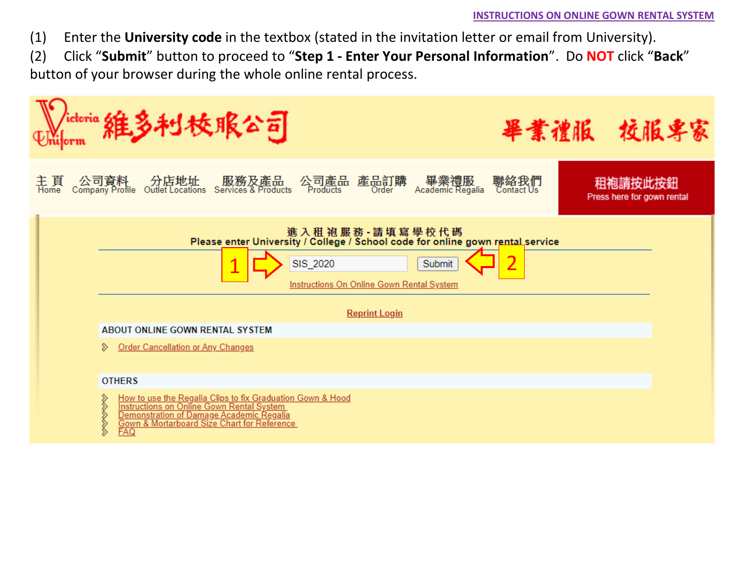**INSTRUCTIONS ON ONLINE GOWN RENTAL SYSTEM**

(1) Enter the **University code** in the textbox (stated in the invitation letter or email from University).

(2) Click "**Submit**" button to proceed to "**Step 1 - Enter Your Personal Information**". Do **NOT** click "**Back**" button of your browser during the whole online rental process.

維多利校服公司 Victoria Uniform

畢業禮服 校服專家

主頁 Home | 公司資料 Company Profile | 分店地址 Outlet Locations | 服務及產品 Services & Products | 公司產品 Products | 產品訂購 Order | 畢業禮服 Academic Regalia | 聯絡我們 Contact Us

租袍請按此按鈕 Press here for gown rental

進入租袍服務 - 請填寫學校代碼

Please enter University / College / School code for online gown rental service

1 ⇨ SIS_2020 [Submit] ⇦ 2

Instructions On Online Gown Rental System

Reprint Login

ABOUT ONLINE GOWN RENTAL SYSTEM

- Order Cancellation or Any Changes

OTHERS

- How to use the Regalia Clips to fix Graduation Gown & Hood
- Instructions on Online Gown Rental System
- Demonstration of Damage Academic Regalia
- Gown & Mortarboard Size Chart for Reference
- FAQ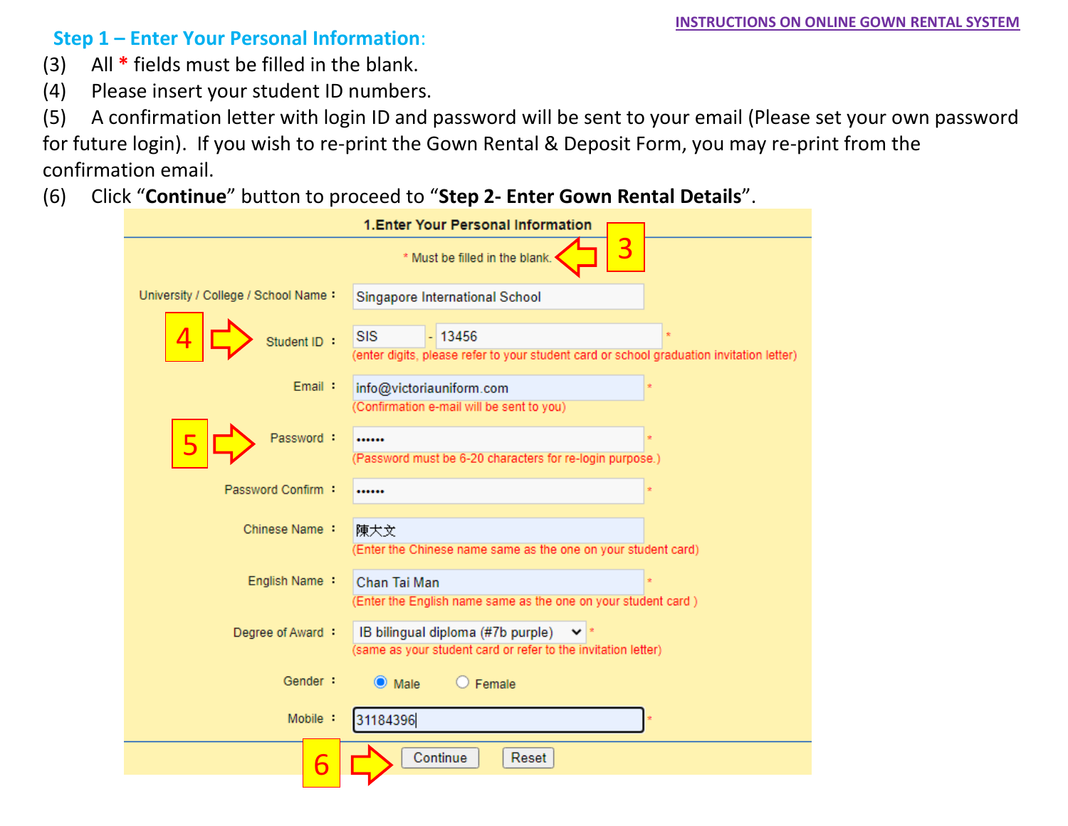## Step 1 – Enter Your Personal Information:

(3) All * fields must be filled in the blank.

(4) Please insert your student ID numbers.

(5) A confirmation letter with login ID and password will be sent to your email (Please set your own password for future login). If you wish to re-print the Gown Rental & Deposit Form, you may re-print from the confirmation email.

(6) Click "**Continue**" button to proceed to "**Step 2- Enter Gown Rental Details**".

**1.Enter Your Personal Information**

\* Must be filled in the blank. ← 3

| | |
|---|---|
| University / College / School Name : | Singapore International School |
| 4 → Student ID : | SIS - 13456 * (enter digits, please refer to your student card or school graduation invitation letter) |
| Email : | info@victoriauniform.com * (Confirmation e-mail will be sent to you) |
| 5 → Password : | •••••• * (Password must be 6-20 characters for re-login purpose.) |
| Password Confirm : | •••••• * |
| Chinese Name : | 陳大文 (Enter the Chinese name same as the one on your student card) |
| English Name : | Chan Tai Man * (Enter the English name same as the one on your student card ) |
| Degree of Award : | IB bilingual diploma (#7b purple) * (same as your student card or refer to the invitation letter) |
| Gender : | ◉ Male ○ Female |
| Mobile : | 31184396 * |

6 → [Continue] [Reset]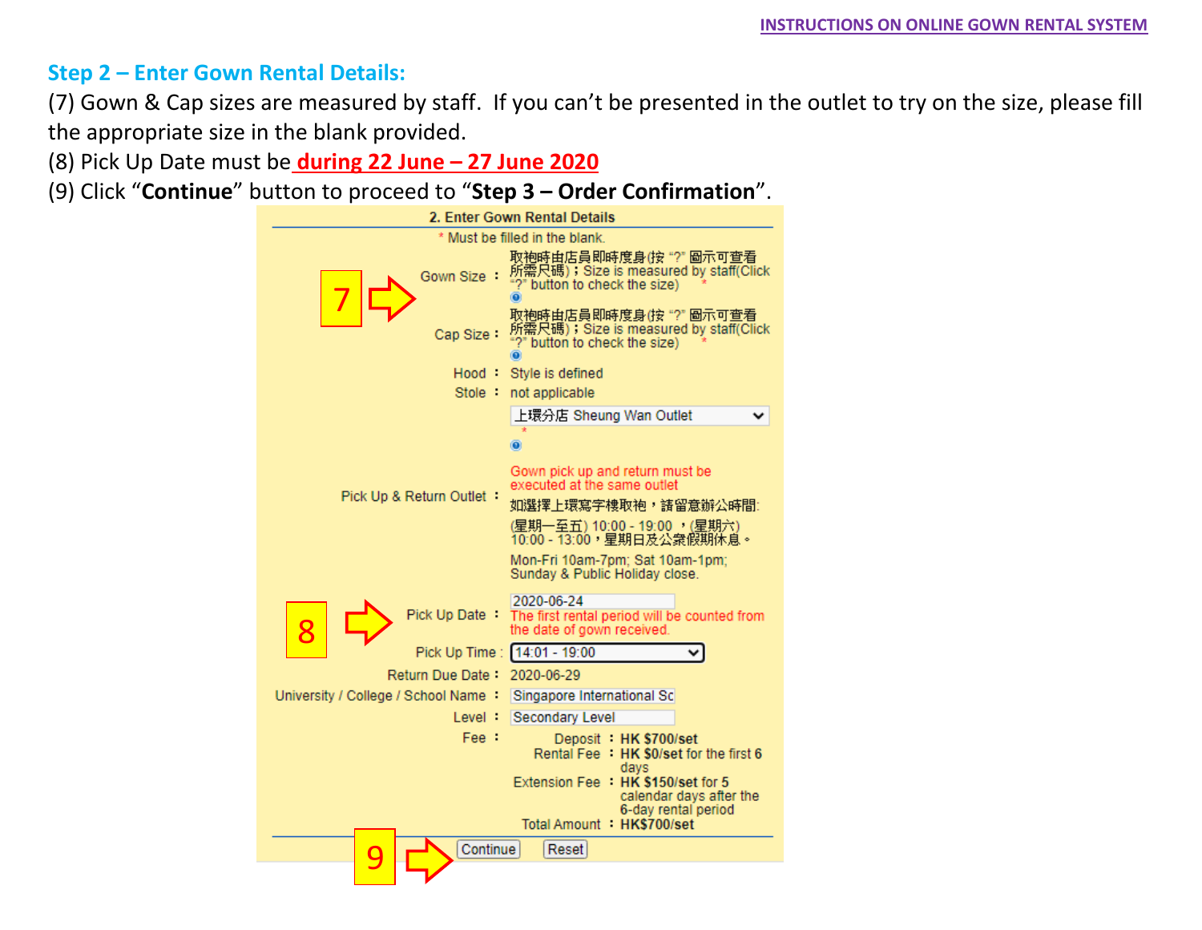## Step 2 – Enter Gown Rental Details:

(7) Gown & Cap sizes are measured by staff. If you can't be presented in the outlet to try on the size, please fill the appropriate size in the blank provided.

(8) Pick Up Date must be **during 22 June – 27 June 2020**

(9) Click "**Continue**" button to proceed to "**Step 3 – Order Confirmation**".

**2. Enter Gown Rental Details**

\* Must be filled in the blank.

| Field | Value |
|---|---|
| Gown Size : | 取袍時由店員即時度身(按 "?" 圖示可查看所需尺碼)；Size is measured by staff(Click "?" button to check the size) * |
| Cap Size : | 取袍時由店員即時度身(按 "?" 圖示可查看所需尺碼)；Size is measured by staff(Click "?" button to check the size) * |
| Hood : | Style is defined |
| Stole : | not applicable |
| Pick Up & Return Outlet : | 上環分店 Sheung Wan Outlet * <br> Gown pick up and return must be executed at the same outlet <br> 如選擇上環寫字樓取袍，請留意辦公時間: (星期一至五) 10:00 - 19:00 ，(星期六) 10:00 - 13:00，星期日及公眾假期休息。 <br> Mon-Fri 10am-7pm; Sat 10am-1pm; Sunday & Public Holiday close. |
| Pick Up Date : | 2020-06-24 <br> The first rental period will be counted from the date of gown received. |
| Pick Up Time : | 14:01 - 19:00 |
| Return Due Date : | 2020-06-29 |
| University / College / School Name : | Singapore International Sc |
| Level : | Secondary Level |
| Fee : | Deposit : **HK $700/set** <br> Rental Fee : **HK $0/set** for the first **6** days <br> Extension Fee : **HK $150/set** for 5 calendar days after the 6-day rental period <br> Total Amount : **HK$700/set** |

Continue | Reset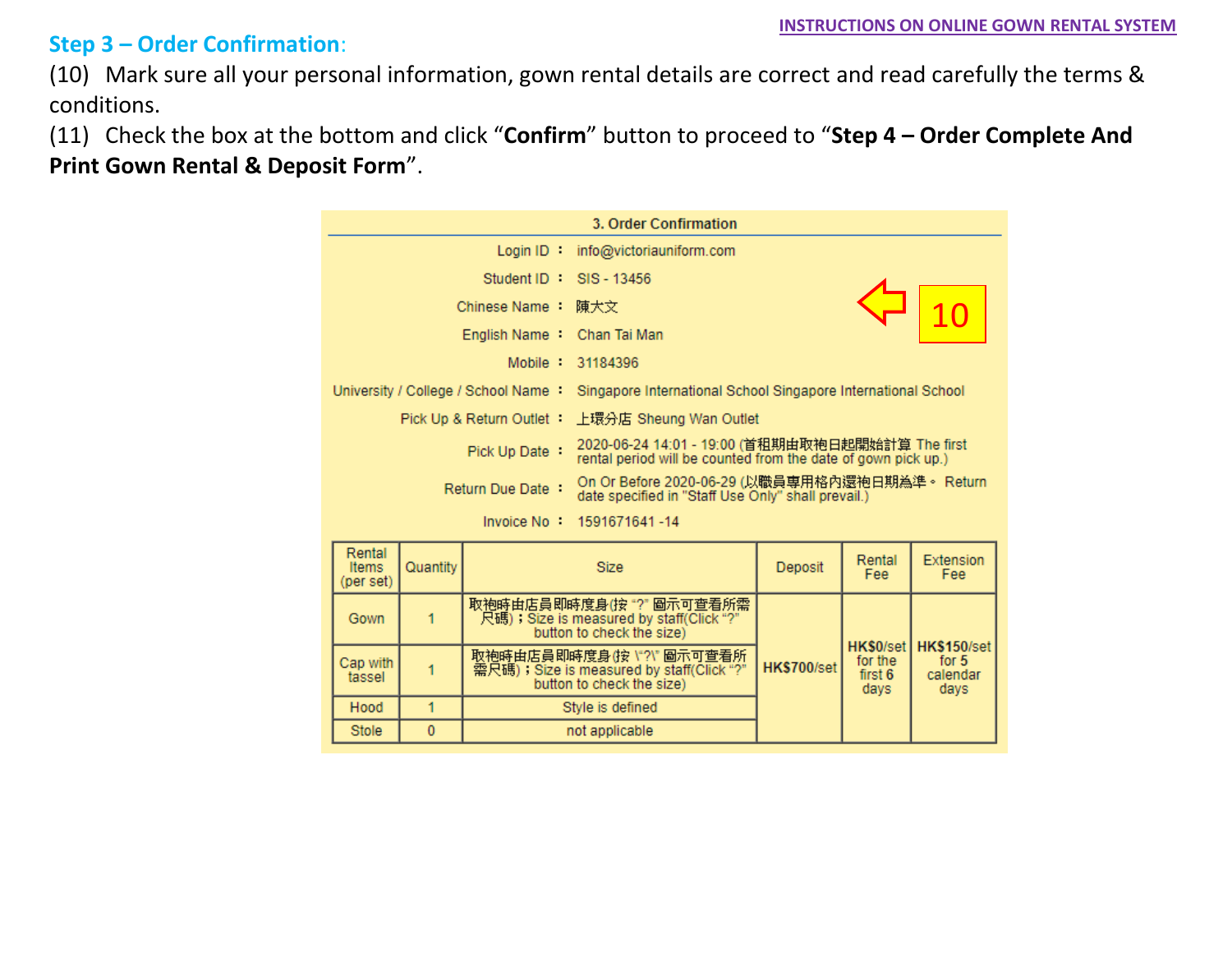## Step 3 – Order Confirmation:

(10) Mark sure all your personal information, gown rental details are correct and read carefully the terms & conditions.

(11) Check the box at the bottom and click "**Confirm**" button to proceed to "**Step 4 – Order Complete And Print Gown Rental & Deposit Form**".

**3. Order Confirmation**

| | |
|---|---|
| Login ID ： | info@victoriauniform.com |
| Student ID ： | SIS - 13456 |
| Chinese Name ： | 陳大文 |
| English Name ： | Chan Tai Man |
| Mobile ： | 31184396 |
| University / College / School Name ： | Singapore International School Singapore International School |
| Pick Up & Return Outlet ： | 上環分店 Sheung Wan Outlet |
| Pick Up Date ： | 2020-06-24 14:01 - 19:00 (首租期由取袍日起開始計算 The first rental period will be counted from the date of gown pick up.) |
| Return Due Date ： | On Or Before 2020-06-29 (以職員專用格內還袍日期為準。 Return date specified in "Staff Use Only" shall prevail.) |
| Invoice No ： | 1591671641 -14 |

10

| Rental Items (per set) | Quantity | Size | Deposit | Rental Fee | Extension Fee |
|---|---|---|---|---|---|
| Gown | 1 | 取袍時由店員即時度身(按 "?" 圖示可查看所需尺碼)；Size is measured by staff(Click "?" button to check the size) | HK$700/set | HK$0/set for the first 6 days | HK$150/set for 5 calendar days |
| Cap with tassel | 1 | 取袍時由店員即時度身(按 \"?\" 圖示可查看所需尺碼)；Size is measured by staff(Click "?" button to check the size) | | | |
| Hood | 1 | Style is defined | | | |
| Stole | 0 | not applicable | | | |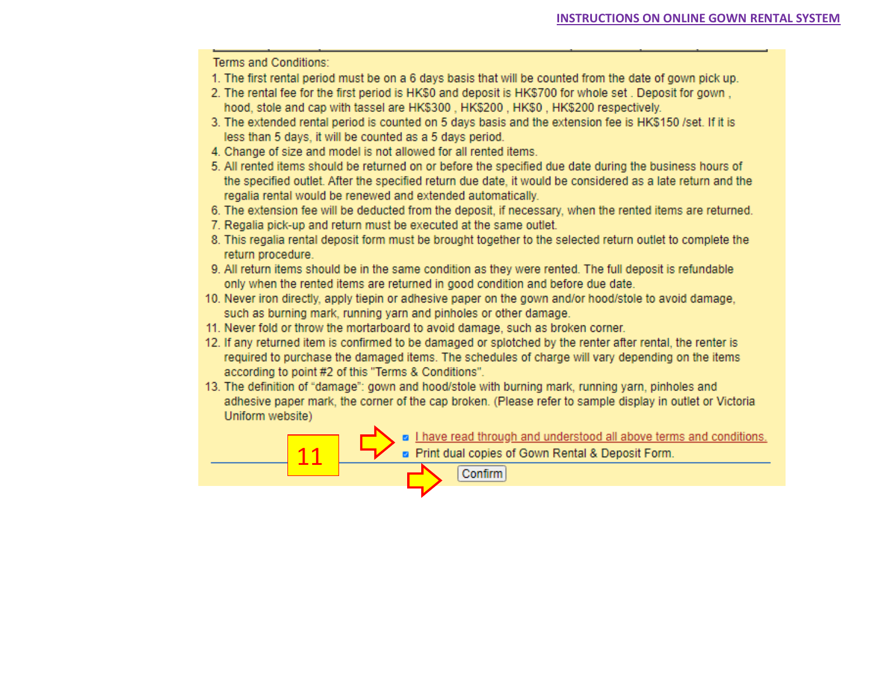Terms and Conditions:

1. The first rental period must be on a 6 days basis that will be counted from the date of gown pick up.
2. The rental fee for the first period is HK$0 and deposit is HK$700 for whole set . Deposit for gown , hood, stole and cap with tassel are HK$300 , HK$200 , HK$0 , HK$200 respectively.
3. The extended rental period is counted on 5 days basis and the extension fee is HK$150 /set. If it is less than 5 days, it will be counted as a 5 days period.
4. Change of size and model is not allowed for all rented items.
5. All rented items should be returned on or before the specified due date during the business hours of the specified outlet. After the specified return due date, it would be considered as a late return and the regalia rental would be renewed and extended automatically.
6. The extension fee will be deducted from the deposit, if necessary, when the rented items are returned.
7. Regalia pick-up and return must be executed at the same outlet.
8. This regalia rental deposit form must be brought together to the selected return outlet to complete the return procedure.
9. All return items should be in the same condition as they were rented. The full deposit is refundable only when the rented items are returned in good condition and before due date.
10. Never iron directly, apply tiepin or adhesive paper on the gown and/or hood/stole to avoid damage, such as burning mark, running yarn and pinholes or other damage.
11. Never fold or throw the mortarboard to avoid damage, such as broken corner.
12. If any returned item is confirmed to be damaged or splotched by the renter after rental, the renter is required to purchase the damaged items. The schedules of charge will vary depending on the items according to point #2 of this "Terms & Conditions".
13. The definition of "damage": gown and hood/stole with burning mark, running yarn, pinholes and adhesive paper mark, the corner of the cap broken. (Please refer to sample display in outlet or Victoria Uniform website)

11

- [x] I have read through and understood all above terms and conditions.
- [x] Print dual copies of Gown Rental & Deposit Form.

Confirm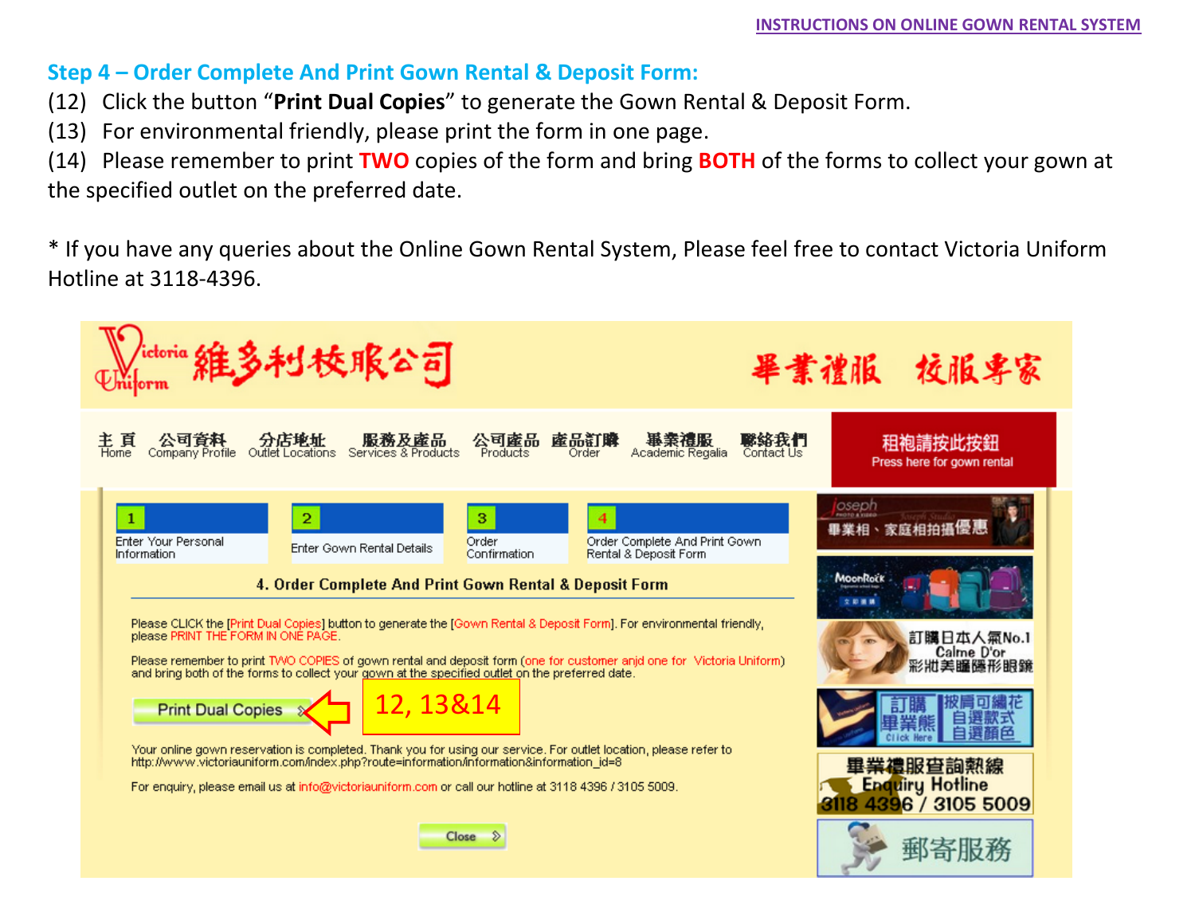### Step 4 – Order Complete And Print Gown Rental & Deposit Form:

(12) Click the button "**Print Dual Copies**" to generate the Gown Rental & Deposit Form.

(13) For environmental friendly, please print the form in one page.

(14) Please remember to print **TWO** copies of the form and bring **BOTH** of the forms to collect your gown at the specified outlet on the preferred date.

* If you have any queries about the Online Gown Rental System, Please feel free to contact Victoria Uniform Hotline at 3118-4396.

Victoria Uniform 維多利校服公司 畢業禮服 校服專家

主頁 Home | 公司資料 Company Profile | 分店地址 Outlet Locations | 服務及產品 Services & Products | 公司產品 Products | 產品訂購 Order | 畢業禮服 Academic Regalia | 聯絡我們 Contact Us

租袍請按此按鈕 Press here for gown rental

1 Enter Your Personal Information | 2 Enter Gown Rental Details | 3 Order Confirmation | 4 Order Complete And Print Gown Rental & Deposit Form

4. Order Complete And Print Gown Rental & Deposit Form

Please CLICK the [Print Dual Copies] button to generate the [Gown Rental & Deposit Form]. For environmental friendly, please PRINT THE FORM IN ONE PAGE.

Please remember to print TWO COPIES of gown rental and deposit form (one for customer anjd one for Victoria Uniform) and bring both of the forms to collect your gown at the specified outlet on the preferred date.

Print Dual Copies

12, 13&14

Your online gown reservation is completed. Thank you for using our service. For outlet location, please refer to http://www.victoriauniform.com/index.php?route=information/information&information_id=8

For enquiry, please email us at info@victoriauniform.com or call our hotline at 3118 4396 / 3105 5009.

Close

joseph 畢業相、家庭相拍攝優惠

MoonRock

訂購日本人氣No.1 Calme D'or 彩妝美瞳隱形眼鏡

訂購畢業熊 Click Here 披肩可繡花 自選款式 自選顏色

畢業禮服查詢熱線 Enquiry Hotline 3118 4396 / 3105 5009

郵寄服務